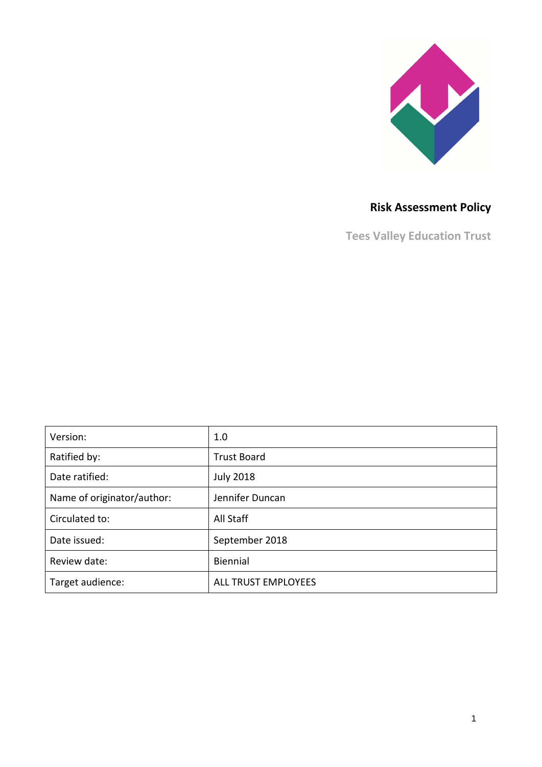# Risk Assessment Policy

**Tees Valley Education Trust**

| Version: | 1.0 |
| --- | --- |
| Ratified by: | Trust Board |
| Date ratified: | July 2018 |
| Name of originator/author: | Jennifer Duncan |
| Circulated to: | All Staff |
| Date issued: | September 2018 |
| Review date: | Biennial |
| Target audience: | ALL TRUST EMPLOYEES |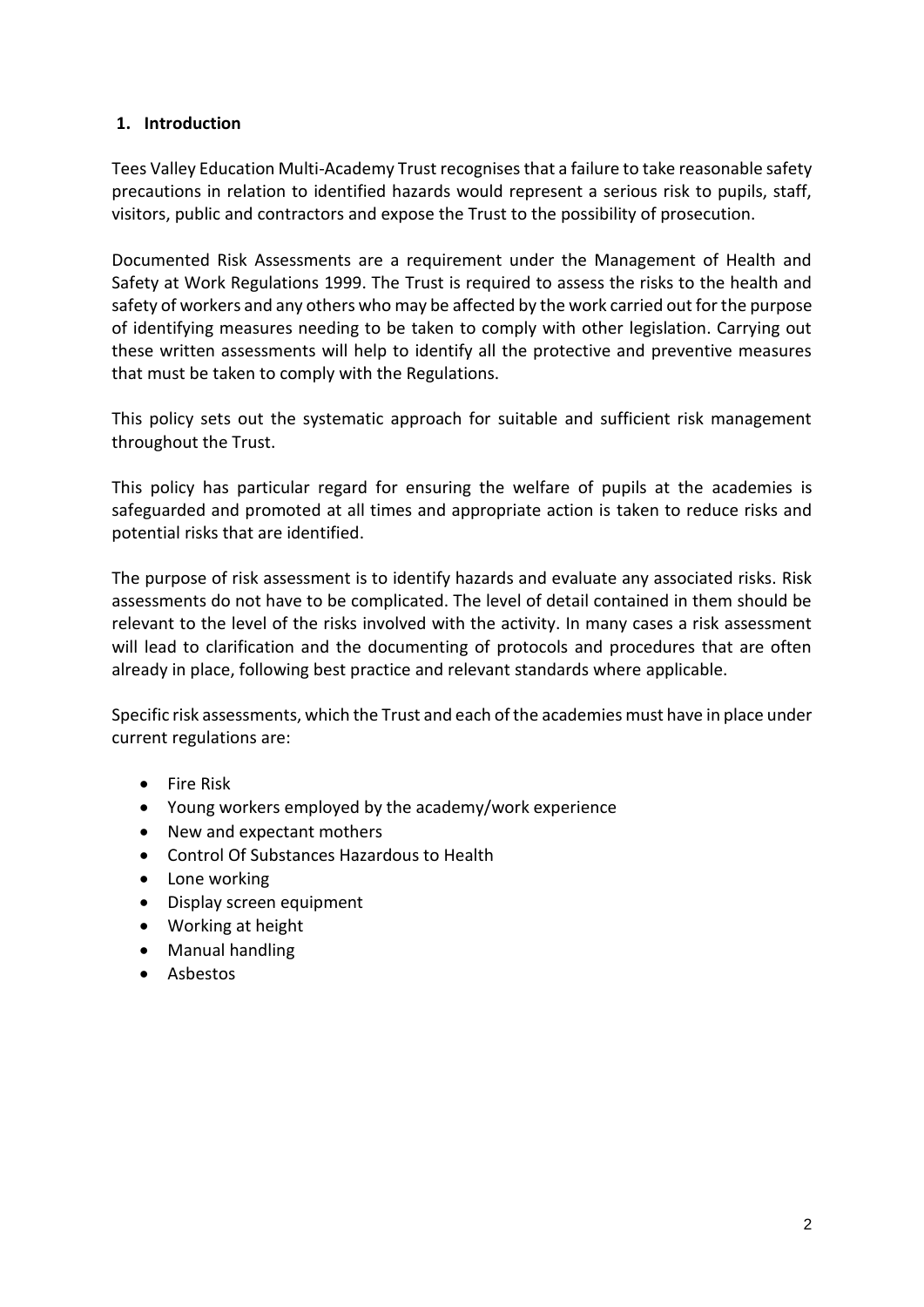## 1. Introduction

Tees Valley Education Multi-Academy Trust recognises that a failure to take reasonable safety precautions in relation to identified hazards would represent a serious risk to pupils, staff, visitors, public and contractors and expose the Trust to the possibility of prosecution.

Documented Risk Assessments are a requirement under the Management of Health and Safety at Work Regulations 1999. The Trust is required to assess the risks to the health and safety of workers and any others who may be affected by the work carried out for the purpose of identifying measures needing to be taken to comply with other legislation. Carrying out these written assessments will help to identify all the protective and preventive measures that must be taken to comply with the Regulations.

This policy sets out the systematic approach for suitable and sufficient risk management throughout the Trust.

This policy has particular regard for ensuring the welfare of pupils at the academies is safeguarded and promoted at all times and appropriate action is taken to reduce risks and potential risks that are identified.

The purpose of risk assessment is to identify hazards and evaluate any associated risks. Risk assessments do not have to be complicated. The level of detail contained in them should be relevant to the level of the risks involved with the activity. In many cases a risk assessment will lead to clarification and the documenting of protocols and procedures that are often already in place, following best practice and relevant standards where applicable.

Specific risk assessments, which the Trust and each of the academies must have in place under current regulations are:

- Fire Risk
- Young workers employed by the academy/work experience
- New and expectant mothers
- Control Of Substances Hazardous to Health
- Lone working
- Display screen equipment
- Working at height
- Manual handling
- Asbestos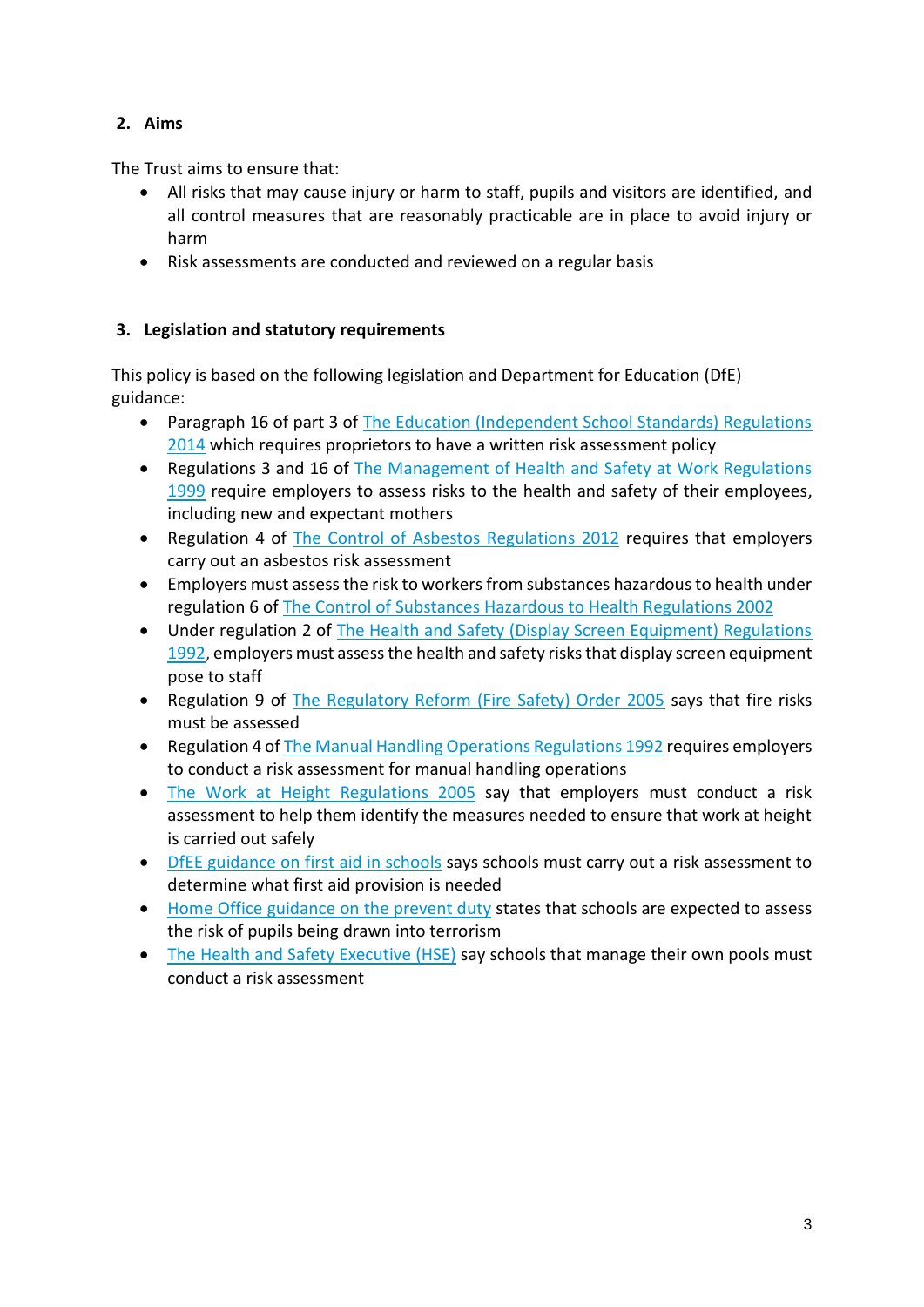## 2. Aims

The Trust aims to ensure that:

- All risks that may cause injury or harm to staff, pupils and visitors are identified, and all control measures that are reasonably practicable are in place to avoid injury or harm
- Risk assessments are conducted and reviewed on a regular basis

## 3. Legislation and statutory requirements

This policy is based on the following legislation and Department for Education (DfE) guidance:

- Paragraph 16 of part 3 of The Education (Independent School Standards) Regulations 2014 which requires proprietors to have a written risk assessment policy
- Regulations 3 and 16 of The Management of Health and Safety at Work Regulations 1999 require employers to assess risks to the health and safety of their employees, including new and expectant mothers
- Regulation 4 of The Control of Asbestos Regulations 2012 requires that employers carry out an asbestos risk assessment
- Employers must assess the risk to workers from substances hazardous to health under regulation 6 of The Control of Substances Hazardous to Health Regulations 2002
- Under regulation 2 of The Health and Safety (Display Screen Equipment) Regulations 1992, employers must assess the health and safety risks that display screen equipment pose to staff
- Regulation 9 of The Regulatory Reform (Fire Safety) Order 2005 says that fire risks must be assessed
- Regulation 4 of The Manual Handling Operations Regulations 1992 requires employers to conduct a risk assessment for manual handling operations
- The Work at Height Regulations 2005 say that employers must conduct a risk assessment to help them identify the measures needed to ensure that work at height is carried out safely
- DfEE guidance on first aid in schools says schools must carry out a risk assessment to determine what first aid provision is needed
- Home Office guidance on the prevent duty states that schools are expected to assess the risk of pupils being drawn into terrorism
- The Health and Safety Executive (HSE) say schools that manage their own pools must conduct a risk assessment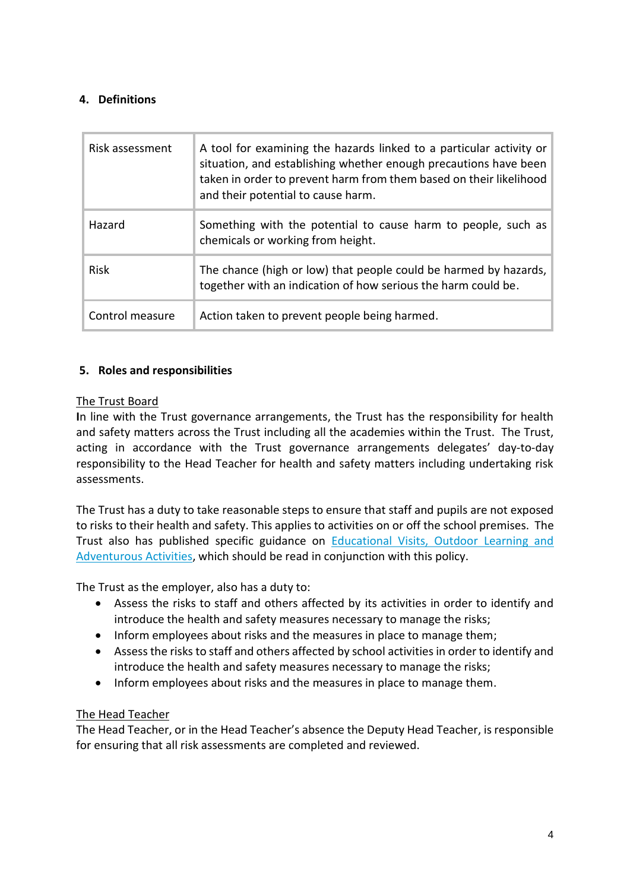## 4. Definitions

| Risk assessment | A tool for examining the hazards linked to a particular activity or situation, and establishing whether enough precautions have been taken in order to prevent harm from them based on their likelihood and their potential to cause harm. |
|---|---|
| Hazard | Something with the potential to cause harm to people, such as chemicals or working from height. |
| Risk | The chance (high or low) that people could be harmed by hazards, together with an indication of how serious the harm could be. |
| Control measure | Action taken to prevent people being harmed. |

## 5. Roles and responsibilities

<u>The Trust Board</u>

**I**n line with the Trust governance arrangements, the Trust has the responsibility for health and safety matters across the Trust including all the academies within the Trust. The Trust, acting in accordance with the Trust governance arrangements delegates' day-to-day responsibility to the Head Teacher for health and safety matters including undertaking risk assessments.

The Trust has a duty to take reasonable steps to ensure that staff and pupils are not exposed to risks to their health and safety. This applies to activities on or off the school premises. The Trust also has published specific guidance on Educational Visits, Outdoor Learning and Adventurous Activities, which should be read in conjunction with this policy.

The Trust as the employer, also has a duty to:

- Assess the risks to staff and others affected by its activities in order to identify and introduce the health and safety measures necessary to manage the risks;
- Inform employees about risks and the measures in place to manage them;
- Assess the risks to staff and others affected by school activities in order to identify and introduce the health and safety measures necessary to manage the risks;
- Inform employees about risks and the measures in place to manage them.

<u>The Head Teacher</u>

The Head Teacher, or in the Head Teacher's absence the Deputy Head Teacher, is responsible for ensuring that all risk assessments are completed and reviewed.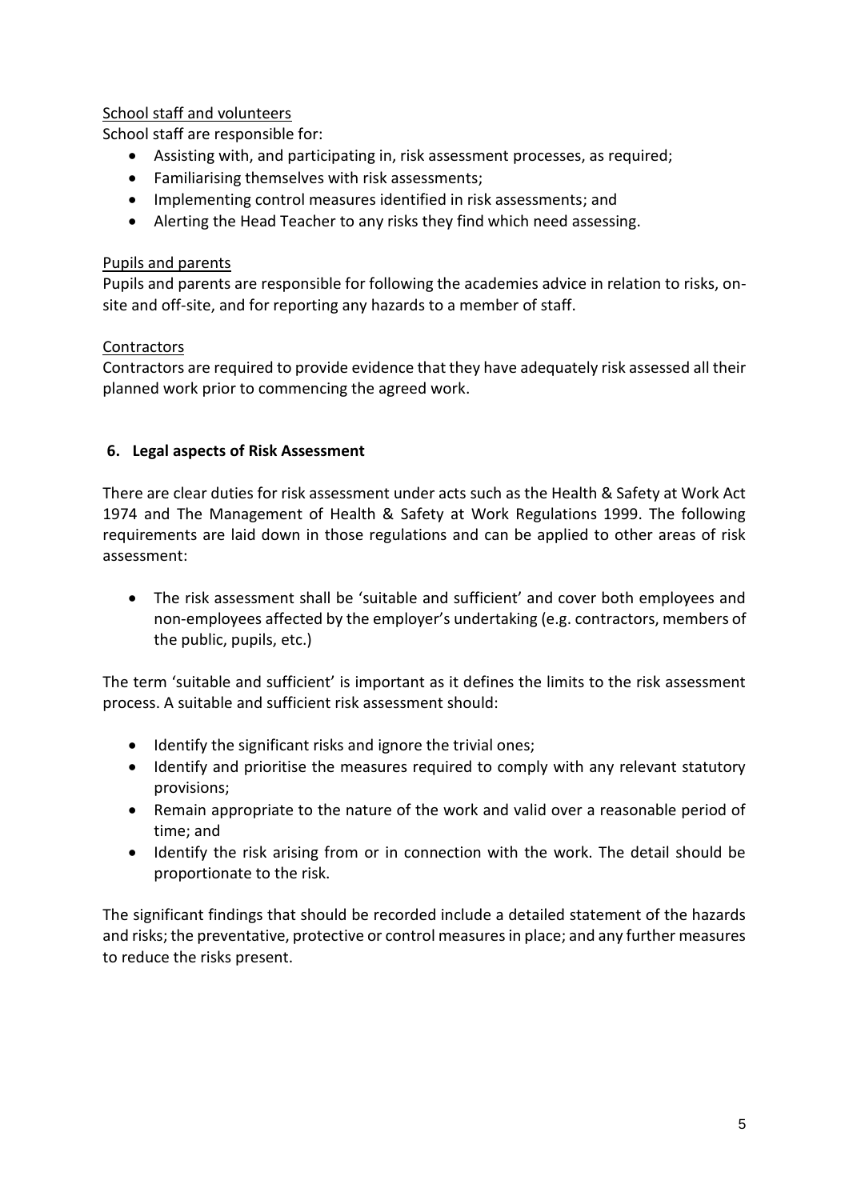School staff and volunteers

School staff are responsible for:

- Assisting with, and participating in, risk assessment processes, as required;
- Familiarising themselves with risk assessments;
- Implementing control measures identified in risk assessments; and
- Alerting the Head Teacher to any risks they find which need assessing.

Pupils and parents

Pupils and parents are responsible for following the academies advice in relation to risks, on-site and off-site, and for reporting any hazards to a member of staff.

Contractors

Contractors are required to provide evidence that they have adequately risk assessed all their planned work prior to commencing the agreed work.

## 6. Legal aspects of Risk Assessment

There are clear duties for risk assessment under acts such as the Health & Safety at Work Act 1974 and The Management of Health & Safety at Work Regulations 1999. The following requirements are laid down in those regulations and can be applied to other areas of risk assessment:

- The risk assessment shall be 'suitable and sufficient' and cover both employees and non-employees affected by the employer's undertaking (e.g. contractors, members of the public, pupils, etc.)

The term 'suitable and sufficient' is important as it defines the limits to the risk assessment process. A suitable and sufficient risk assessment should:

- Identify the significant risks and ignore the trivial ones;
- Identify and prioritise the measures required to comply with any relevant statutory provisions;
- Remain appropriate to the nature of the work and valid over a reasonable period of time; and
- Identify the risk arising from or in connection with the work. The detail should be proportionate to the risk.

The significant findings that should be recorded include a detailed statement of the hazards and risks; the preventative, protective or control measures in place; and any further measures to reduce the risks present.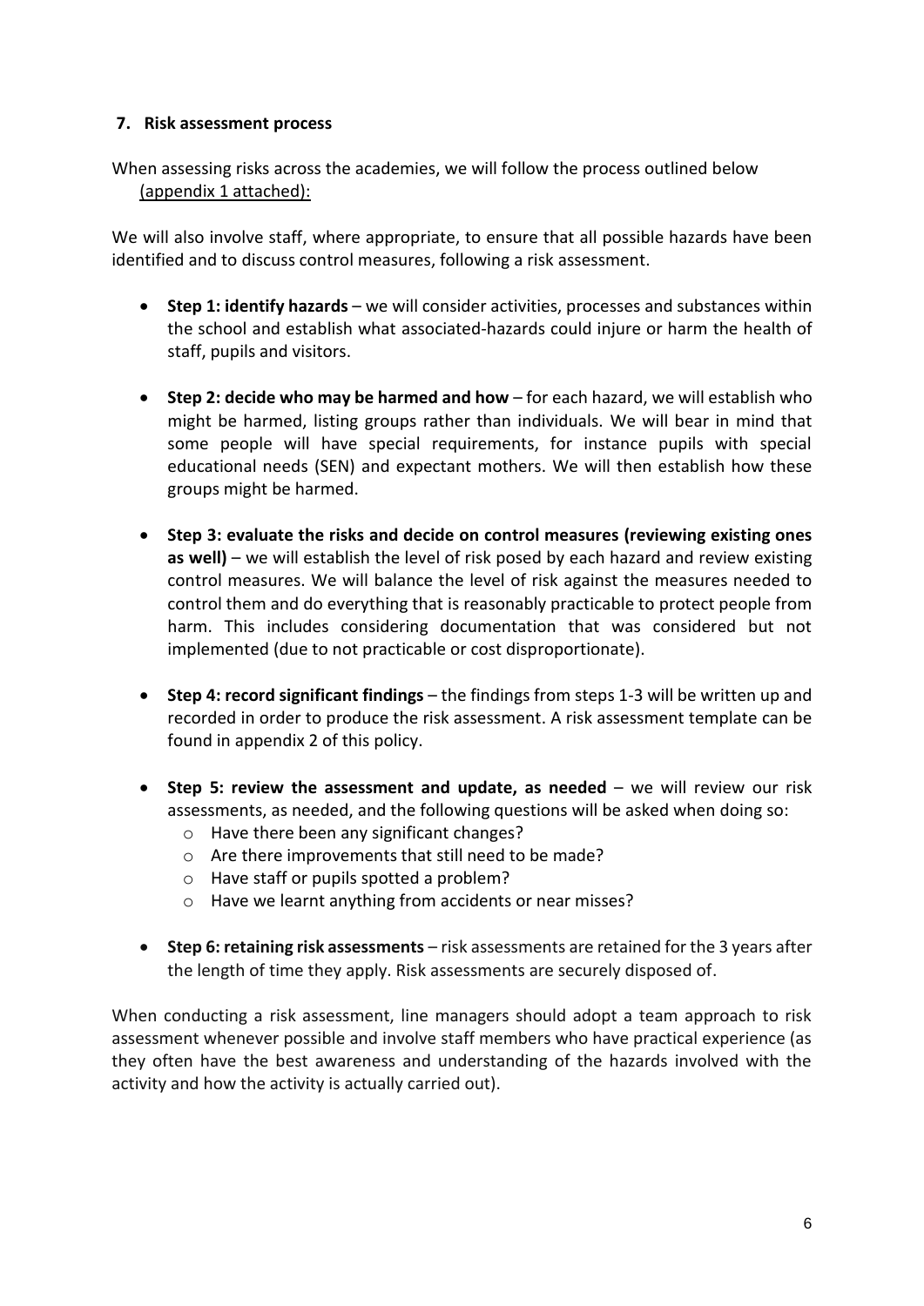## 7. Risk assessment process

When assessing risks across the academies, we will follow the process outlined below (appendix 1 attached):

We will also involve staff, where appropriate, to ensure that all possible hazards have been identified and to discuss control measures, following a risk assessment.

- **Step 1: identify hazards** – we will consider activities, processes and substances within the school and establish what associated-hazards could injure or harm the health of staff, pupils and visitors.
- **Step 2: decide who may be harmed and how** – for each hazard, we will establish who might be harmed, listing groups rather than individuals. We will bear in mind that some people will have special requirements, for instance pupils with special educational needs (SEN) and expectant mothers. We will then establish how these groups might be harmed.
- **Step 3: evaluate the risks and decide on control measures (reviewing existing ones as well)** – we will establish the level of risk posed by each hazard and review existing control measures. We will balance the level of risk against the measures needed to control them and do everything that is reasonably practicable to protect people from harm. This includes considering documentation that was considered but not implemented (due to not practicable or cost disproportionate).
- **Step 4: record significant findings** – the findings from steps 1-3 will be written up and recorded in order to produce the risk assessment. A risk assessment template can be found in appendix 2 of this policy.
- **Step 5: review the assessment and update, as needed** – we will review our risk assessments, as needed, and the following questions will be asked when doing so:
  - Have there been any significant changes?
  - Are there improvements that still need to be made?
  - Have staff or pupils spotted a problem?
  - Have we learnt anything from accidents or near misses?
- **Step 6: retaining risk assessments** – risk assessments are retained for the 3 years after the length of time they apply. Risk assessments are securely disposed of.

When conducting a risk assessment, line managers should adopt a team approach to risk assessment whenever possible and involve staff members who have practical experience (as they often have the best awareness and understanding of the hazards involved with the activity and how the activity is actually carried out).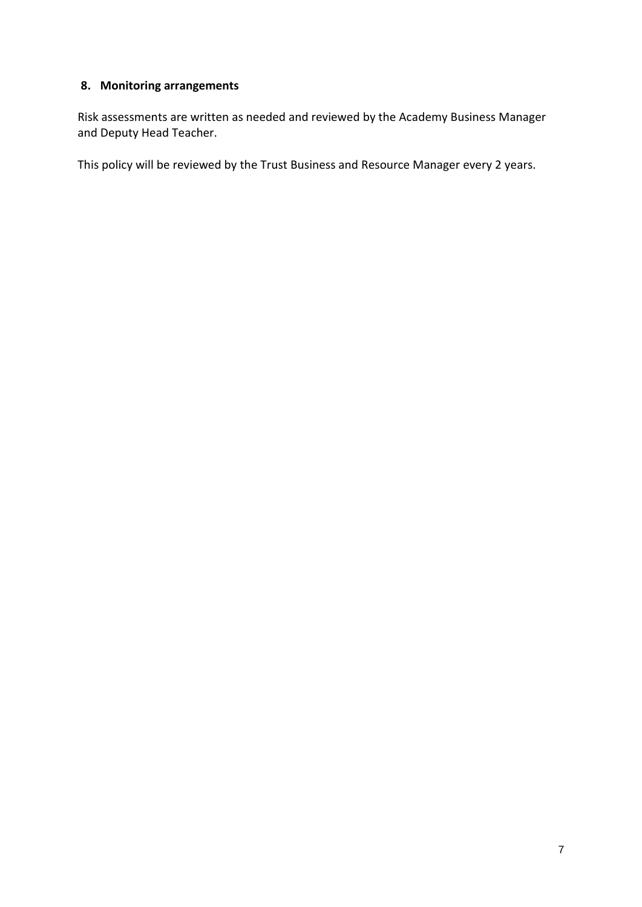## 8. Monitoring arrangements

Risk assessments are written as needed and reviewed by the Academy Business Manager and Deputy Head Teacher.

This policy will be reviewed by the Trust Business and Resource Manager every 2 years.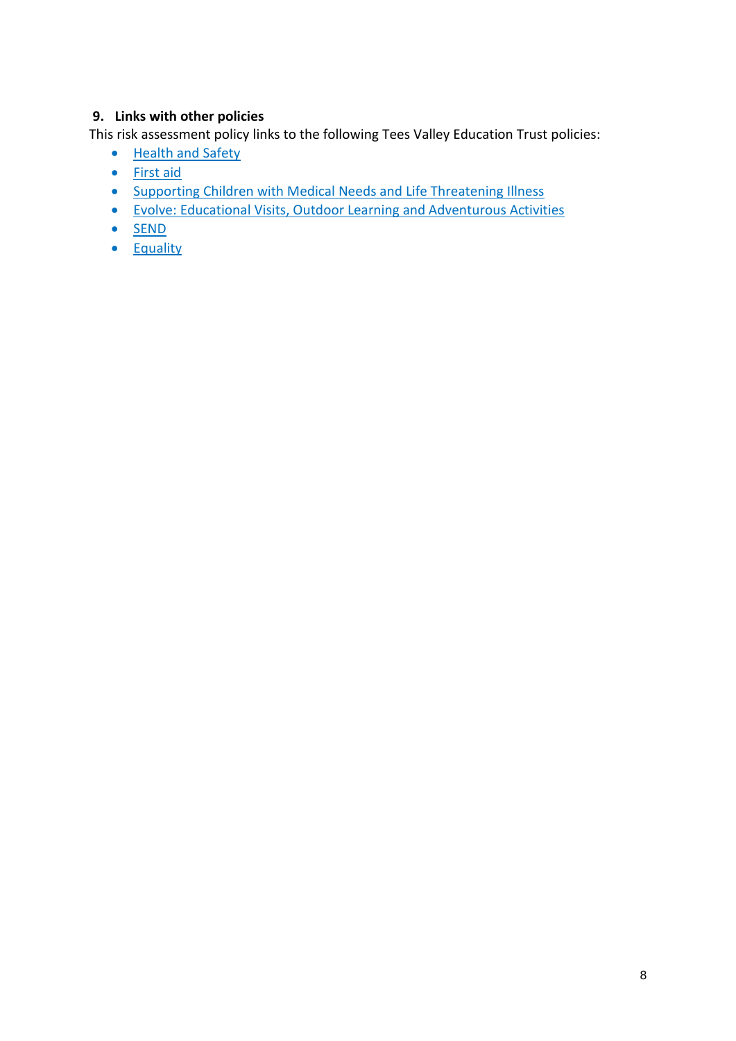## 9. Links with other policies

This risk assessment policy links to the following Tees Valley Education Trust policies:

- Health and Safety
- First aid
- Supporting Children with Medical Needs and Life Threatening Illness
- Evolve: Educational Visits, Outdoor Learning and Adventurous Activities
- SEND
- Equality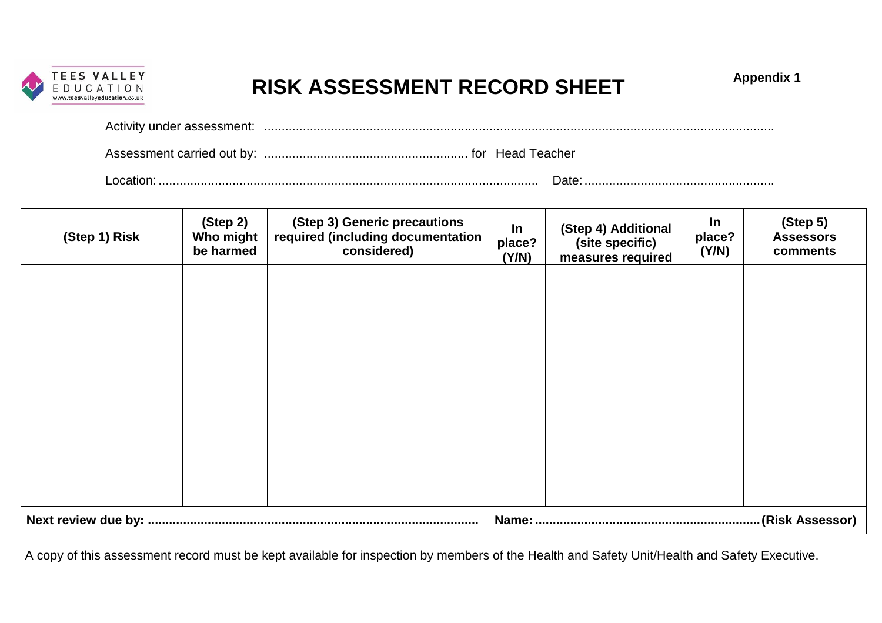Appendix 1

# RISK ASSESSMENT RECORD SHEET

Activity under assessment: ..................................................................................................................................................

Assessment carried out by: ......................................................... for Head Teacher

Location: ........................................................................................................... Date: ......................................................

| (Step 1) Risk | (Step 2) Who might be harmed | (Step 3) Generic precautions required (including documentation considered) | In place? (Y/N) | (Step 4) Additional (site specific) measures required | In place? (Y/N) | (Step 5) Assessors comments |
|---|---|---|---|---|---|---|
| | | | | | | |
| **Next review due by: ...........................................................................................** | | | **Name: ..............................................................(Risk Assessor)** | | | |

A copy of this assessment record must be kept available for inspection by members of the Health and Safety Unit/Health and Safety Executive.